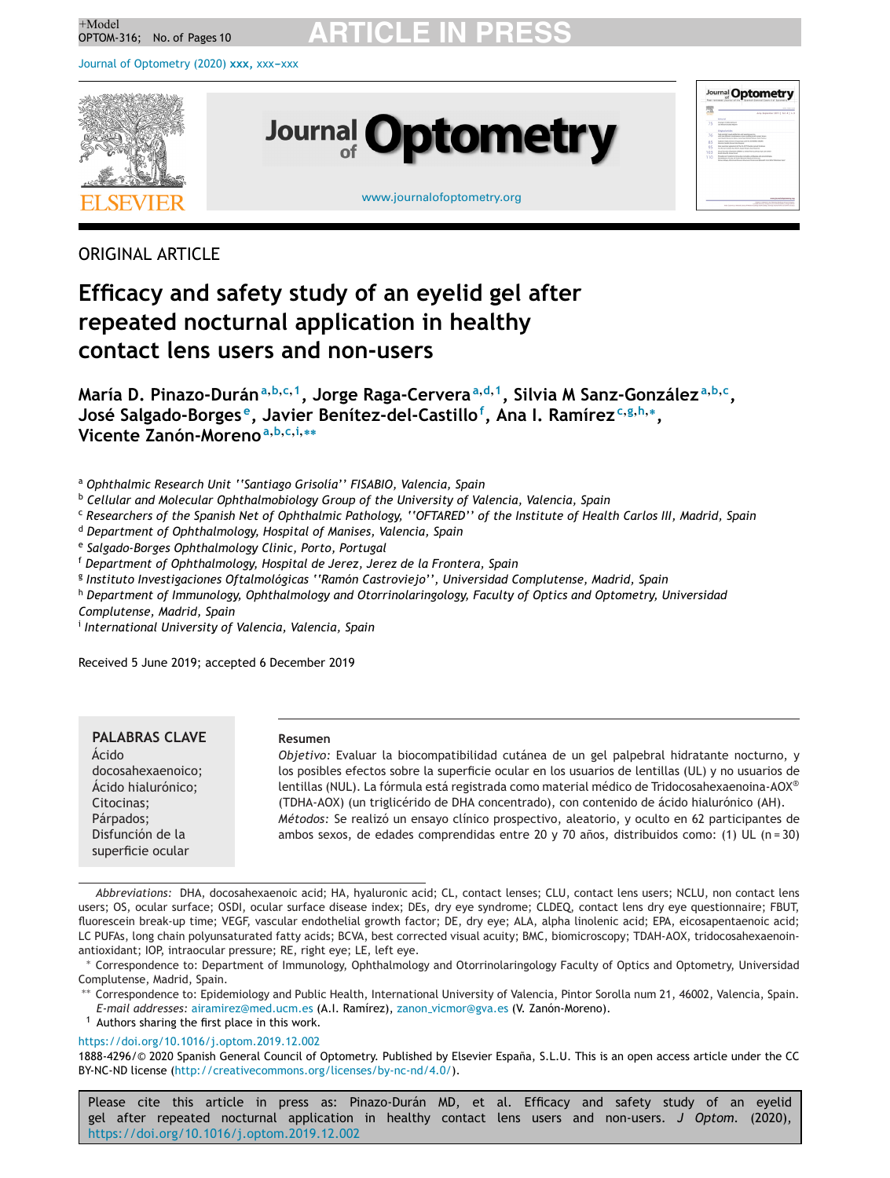ORIGINAL ARTICLE

# Efficacy and safety study of an eyelid gel after repeated nocturnal application in healthy contact lens users and non-users

**María D. Pinazo-Durán[a,b,c,1], Jorge Raga-Cervera[a,d,1], Silvia M Sanz-González[a,b,c], José Salgado-Borges[e], Javier Benítez-del-Castillo[f], Ana I. Ramírez[c,g,h,*], Vicente Zanón-Moreno[a,b,c,i,**]**

[a] *Ophthalmic Research Unit ''Santiago Grisolía'' FISABIO, Valencia, Spain*
[b] *Cellular and Molecular Ophthalmobiology Group of the University of Valencia, Valencia, Spain*
[c] *Researchers of the Spanish Net of Ophthalmic Pathology, ''OFTARED'' of the Institute of Health Carlos III, Madrid, Spain*
[d] *Department of Ophthalmology, Hospital of Manises, Valencia, Spain*
[e] *Salgado-Borges Ophthalmology Clinic, Porto, Portugal*
[f] *Department of Ophthalmology, Hospital de Jerez, Jerez de la Frontera, Spain*
[g] *Instituto Investigaciones Oftalmológicas ''Ramón Castroviejo'', Universidad Complutense, Madrid, Spain*
[h] *Department of Immunology, Ophthalmology and Otorrinolaringology, Faculty of Optics and Optometry, Universidad Complutense, Madrid, Spain*
[i] *International University of Valencia, Valencia, Spain*

Received 5 June 2019; accepted 6 December 2019

**PALABRAS CLAVE**
Ácido docosahexaenoico;
Ácido hialurónico;
Citocinas;
Párpados;
Disfunción de la superficie ocular

**Resumen**

*Objetivo:* Evaluar la biocompatibilidad cutánea de un gel palpebral hidratante nocturno, y los posibles efectos sobre la superficie ocular en los usuarios de lentillas (UL) y no usuarios de lentillas (NUL). La fórmula está registrada como material médico de Tridocosahexaenoina-AOX® (TDHA-AOX) (un triglicérido de DHA concentrado), con contenido de ácido hialurónico (AH).

*Métodos:* Se realizó un ensayo clínico prospectivo, aleatorio, y oculto en 62 participantes de ambos sexos, de edades comprendidas entre 20 y 70 años, distribuidos como: (1) UL (n = 30)

*Abbreviations:* DHA, docosahexaenoic acid; HA, hyaluronic acid; CL, contact lenses; CLU, contact lens users; NCLU, non contact lens users; OS, ocular surface; OSDI, ocular surface disease index; DEs, dry eye syndrome; CLDEQ, contact lens dry eye questionnaire; FBUT, fluorescein break-up time; VEGF, vascular endothelial growth factor; DE, dry eye; ALA, alpha linolenic acid; EPA, eicosapentaenoic acid; LC PUFAs, long chain polyunsaturated fatty acids; BCVA, best corrected visual acuity; BMC, biomicroscopy; TDAH-AOX, tridocosahexaenoin-antioxidant; IOP, intraocular pressure; RE, right eye; LE, left eye.

* Correspondence to: Department of Immunology, Ophthalmology and Otorrinolaringology Faculty of Optics and Optometry, Universidad Complutense, Madrid, Spain.

** Correspondence to: Epidemiology and Public Health, International University of Valencia, Pintor Sorolla num 21, 46002, Valencia, Spain.
*E-mail addresses:* airamirez@med.ucm.es (A.I. Ramírez), zanon_vicmor@gva.es (V. Zanón-Moreno).

[1] Authors sharing the first place in this work.

https://doi.org/10.1016/j.optom.2019.12.002
1888-4296/© 2020 Spanish General Council of Optometry. Published by Elsevier España, S.L.U. This is an open access article under the CC BY-NC-ND license (http://creativecommons.org/licenses/by-nc-nd/4.0/).

Please cite this article in press as: Pinazo-Durán MD, et al. Efficacy and safety study of an eyelid gel after repeated nocturnal application in healthy contact lens users and non-users. *J Optom.* (2020), https://doi.org/10.1016/j.optom.2019.12.002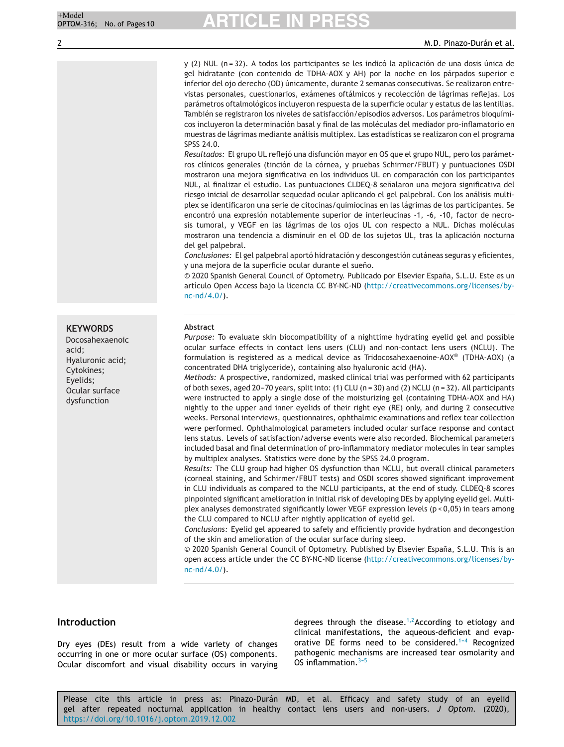y (2) NUL (n = 32). A todos los participantes se les indicó la aplicación de una dosis única de gel hidratante (con contenido de TDHA-AOX y AH) por la noche en los párpados superior e inferior del ojo derecho (OD) únicamente, durante 2 semanas consecutivas. Se realizaron entrevistas personales, cuestionarios, exámenes oftálmicos y recolección de lágrimas reflejas. Los parámetros oftalmológicos incluyeron respuesta de la superficie ocular y estatus de las lentillas. También se registraron los niveles de satisfacción/episodios adversos. Los parámetros bioquímicos incluyeron la determinación basal y final de las moléculas del mediador pro-inflamatorio en muestras de lágrimas mediante análisis multiplex. Las estadísticas se realizaron con el programa SPSS 24.0.

*Resultados:* El grupo UL reflejó una disfunción mayor en OS que el grupo NUL, pero los parámetros clínicos generales (tinción de la córnea, y pruebas Schirmer/FBUT) y puntuaciones OSDI mostraron una mejora significativa en los individuos UL en comparación con los participantes NUL, al finalizar el estudio. Las puntuaciones CLDEQ-8 señalaron una mejora significativa del riesgo inicial de desarrollar sequedad ocular aplicando el gel palpebral. Con los análisis multiplex se identificaron una serie de citocinas/quimiocinas en las lágrimas de los participantes. Se encontró una expresión notablemente superior de interleucinas -1, -6, -10, factor de necrosis tumoral, y VEGF en las lágrimas de los ojos UL con respecto a NUL. Dichas moléculas mostraron una tendencia a disminuir en el OD de los sujetos UL, tras la aplicación nocturna del gel palpebral.

*Conclusiones:* El gel palpebral aportó hidratación y descongestión cutáneas seguras y eficientes, y una mejora de la superficie ocular durante el sueño.

© 2020 Spanish General Council of Optometry. Publicado por Elsevier España, S.L.U. Este es un artículo Open Access bajo la licencia CC BY-NC-ND (http://creativecommons.org/licenses/by-nc-nd/4.0/).

**KEYWORDS**
Docosahexaenoic acid;
Hyaluronic acid;
Cytokines;
Eyelids;
Ocular surface dysfunction

**Abstract**

*Purpose:* To evaluate skin biocompatibility of a nighttime hydrating eyelid gel and possible ocular surface effects in contact lens users (CLU) and non-contact lens users (NCLU). The formulation is registered as a medical device as Tridocosahexaenoine-AOX® (TDHA-AOX) (a concentrated DHA triglyceride), containing also hyaluronic acid (HA).

*Methods:* A prospective, randomized, masked clinical trial was performed with 62 participants of both sexes, aged 20–70 years, split into: (1) CLU (n = 30) and (2) NCLU (n = 32). All participants were instructed to apply a single dose of the moisturizing gel (containing TDHA-AOX and HA) nightly to the upper and inner eyelids of their right eye (RE) only, and during 2 consecutive weeks. Personal interviews, questionnaires, ophthalmic examinations and reflex tear collection were performed. Ophthalmological parameters included ocular surface response and contact lens status. Levels of satisfaction/adverse events were also recorded. Biochemical parameters included basal and final determination of pro-inflammatory mediator molecules in tear samples by multiplex analyses. Statistics were done by the SPSS 24.0 program.

*Results:* The CLU group had higher OS dysfunction than NCLU, but overall clinical parameters (corneal staining, and Schirmer/FBUT tests) and OSDI scores showed significant improvement in CLU individuals as compared to the NCLU participants, at the end of study. CLDEQ-8 scores pinpointed significant amelioration in initial risk of developing DEs by applying eyelid gel. Multiplex analyses demonstrated significantly lower VEGF expression levels ($p < 0,05$) in tears among the CLU compared to NCLU after nightly application of eyelid gel.

*Conclusions:* Eyelid gel appeared to safely and efficiently provide hydration and decongestion of the skin and amelioration of the ocular surface during sleep.

© 2020 Spanish General Council of Optometry. Published by Elsevier España, S.L.U. This is an open access article under the CC BY-NC-ND license (http://creativecommons.org/licenses/by-nc-nd/4.0/).

## Introduction

Dry eyes (DEs) result from a wide variety of changes occurring in one or more ocular surface (OS) components. Ocular discomfort and visual disability occurs in varying degrees through the disease.[1,2] According to etiology and clinical manifestations, the aqueous-deficient and evaporative DE forms need to be considered.[1–4] Recognized pathogenic mechanisms are increased tear osmolarity and OS inflammation.[3–5]

Please cite this article in press as: Pinazo-Durán MD, et al. Efficacy and safety study of an eyelid gel after repeated nocturnal application in healthy contact lens users and non-users. *J Optom.* (2020), https://doi.org/10.1016/j.optom.2019.12.002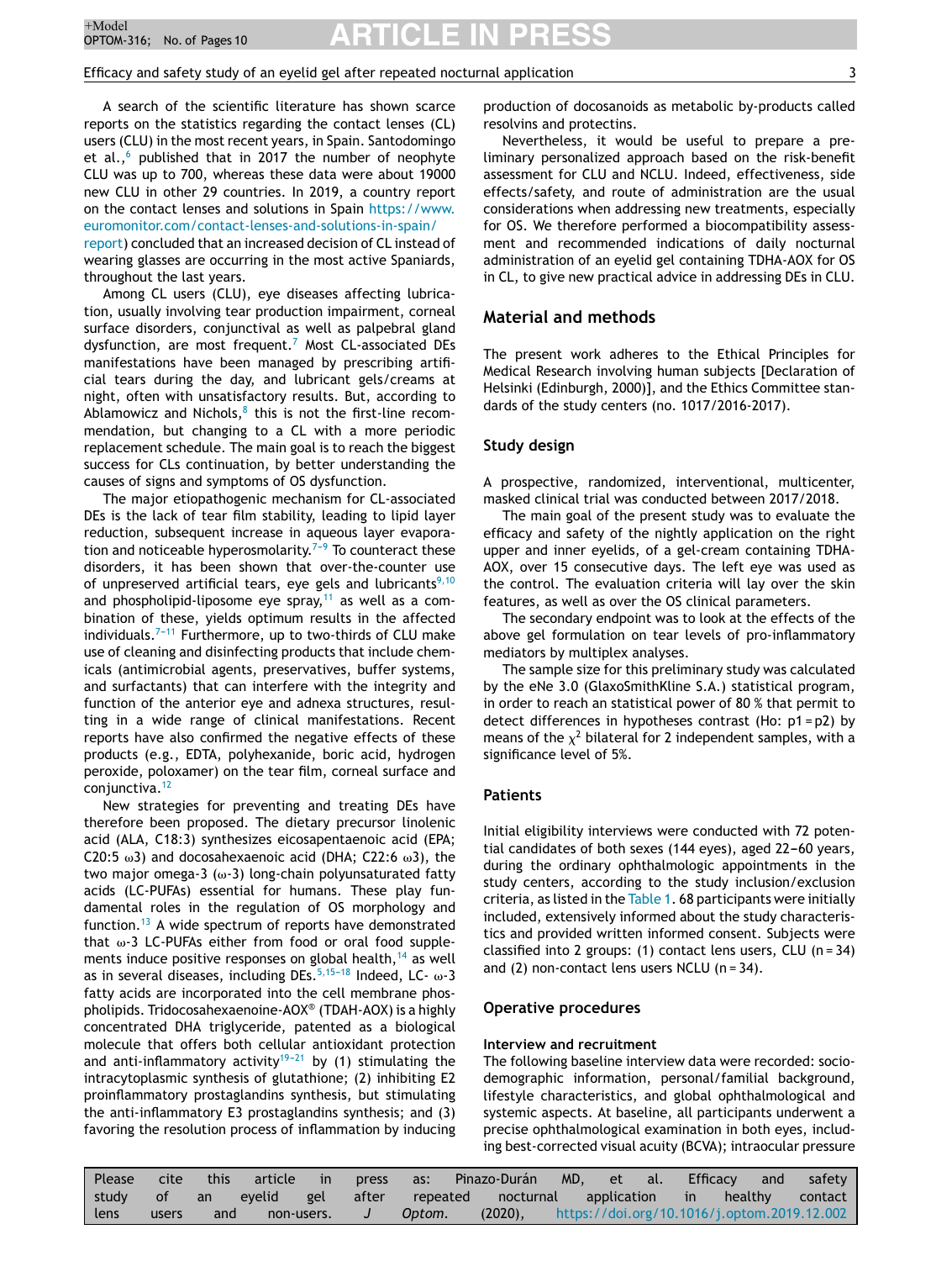A search of the scientific literature has shown scarce reports on the statistics regarding the contact lenses (CL) users (CLU) in the most recent years, in Spain. Santodomingo et al.,[6] published that in 2017 the number of neophyte CLU was up to 700, whereas these data were about 19000 new CLU in other 29 countries. In 2019, a country report on the contact lenses and solutions in Spain https://www.euromonitor.com/contact-lenses-and-solutions-in-spain/report) concluded that an increased decision of CL instead of wearing glasses are occurring in the most active Spaniards, throughout the last years.

Among CL users (CLU), eye diseases affecting lubrication, usually involving tear production impairment, corneal surface disorders, conjunctival as well as palpebral gland dysfunction, are most frequent.[7] Most CL-associated DEs manifestations have been managed by prescribing artificial tears during the day, and lubricant gels/creams at night, often with unsatisfactory results. But, according to Ablamowicz and Nichols,[8] this is not the first-line recommendation, but changing to a CL with a more periodic replacement schedule. The main goal is to reach the biggest success for CLs continuation, by better understanding the causes of signs and symptoms of OS dysfunction.

The major etiopathogenic mechanism for CL-associated DEs is the lack of tear film stability, leading to lipid layer reduction, subsequent increase in aqueous layer evaporation and noticeable hyperosmolarity.[7–9] To counteract these disorders, it has been shown that over-the-counter use of unpreserved artificial tears, eye gels and lubricants[9,10] and phospholipid-liposome eye spray,[11] as well as a combination of these, yields optimum results in the affected individuals.[7–11] Furthermore, up to two-thirds of CLU make use of cleaning and disinfecting products that include chemicals (antimicrobial agents, preservatives, buffer systems, and surfactants) that can interfere with the integrity and function of the anterior eye and adnexa structures, resulting in a wide range of clinical manifestations. Recent reports have also confirmed the negative effects of these products (e.g., EDTA, polyhexanide, boric acid, hydrogen peroxide, poloxamer) on the tear film, corneal surface and conjunctiva.[12]

New strategies for preventing and treating DEs have therefore been proposed. The dietary precursor linolenic acid (ALA, C18:3) synthesizes eicosapentaenoic acid (EPA; C20:5 ω3) and docosahexaenoic acid (DHA; C22:6 ω3), the two major omega-3 (ω-3) long-chain polyunsaturated fatty acids (LC-PUFAs) essential for humans. These play fundamental roles in the regulation of OS morphology and function.[13] A wide spectrum of reports have demonstrated that ω-3 LC-PUFAs either from food or oral food supplements induce positive responses on global health,[14] as well as in several diseases, including DEs.[5,15–18] Indeed, LC- ω-3 fatty acids are incorporated into the cell membrane phospholipids. Tridocosahexaenoine-AOX® (TDAH-AOX) is a highly concentrated DHA triglyceride, patented as a biological molecule that offers both cellular antioxidant protection and anti-inflammatory activity[19–21] by (1) stimulating the intracytoplasmic synthesis of glutathione; (2) inhibiting E2 proinflammatory prostaglandins synthesis, but stimulating the anti-inflammatory E3 prostaglandins synthesis; and (3) favoring the resolution process of inflammation by inducing production of docosanoids as metabolic by-products called resolvins and protectins.

Nevertheless, it would be useful to prepare a preliminary personalized approach based on the risk-benefit assessment for CLU and NCLU. Indeed, effectiveness, side effects/safety, and route of administration are the usual considerations when addressing new treatments, especially for OS. We therefore performed a biocompatibility assessment and recommended indications of daily nocturnal administration of an eyelid gel containing TDHA-AOX for OS in CL, to give new practical advice in addressing DEs in CLU.

## Material and methods

The present work adheres to the Ethical Principles for Medical Research involving human subjects [Declaration of Helsinki (Edinburgh, 2000)], and the Ethics Committee standards of the study centers (no. 1017/2016-2017).

### Study design

A prospective, randomized, interventional, multicenter, masked clinical trial was conducted between 2017/2018.

The main goal of the present study was to evaluate the efficacy and safety of the nightly application on the right upper and inner eyelids, of a gel-cream containing TDHA-AOX, over 15 consecutive days. The left eye was used as the control. The evaluation criteria will lay over the skin features, as well as over the OS clinical parameters.

The secondary endpoint was to look at the effects of the above gel formulation on tear levels of pro-inflammatory mediators by multiplex analyses.

The sample size for this preliminary study was calculated by the eNe 3.0 (GlaxoSmithKline S.A.) statistical program, in order to reach an statistical power of 80 % that permit to detect differences in hypotheses contrast (Ho: p1 = p2) by means of the $\chi^2$ bilateral for 2 independent samples, with a significance level of 5%.

### Patients

Initial eligibility interviews were conducted with 72 potential candidates of both sexes (144 eyes), aged 22–60 years, during the ordinary ophthalmologic appointments in the study centers, according to the study inclusion/exclusion criteria, as listed in the Table 1. 68 participants were initially included, extensively informed about the study characteristics and provided written informed consent. Subjects were classified into 2 groups: (1) contact lens users, CLU (n = 34) and (2) non-contact lens users NCLU (n = 34).

### Operative procedures

#### Interview and recruitment

The following baseline interview data were recorded: sociodemographic information, personal/familial background, lifestyle characteristics, and global ophthalmological and systemic aspects. At baseline, all participants underwent a precise ophthalmological examination in both eyes, including best-corrected visual acuity (BCVA); intraocular pressure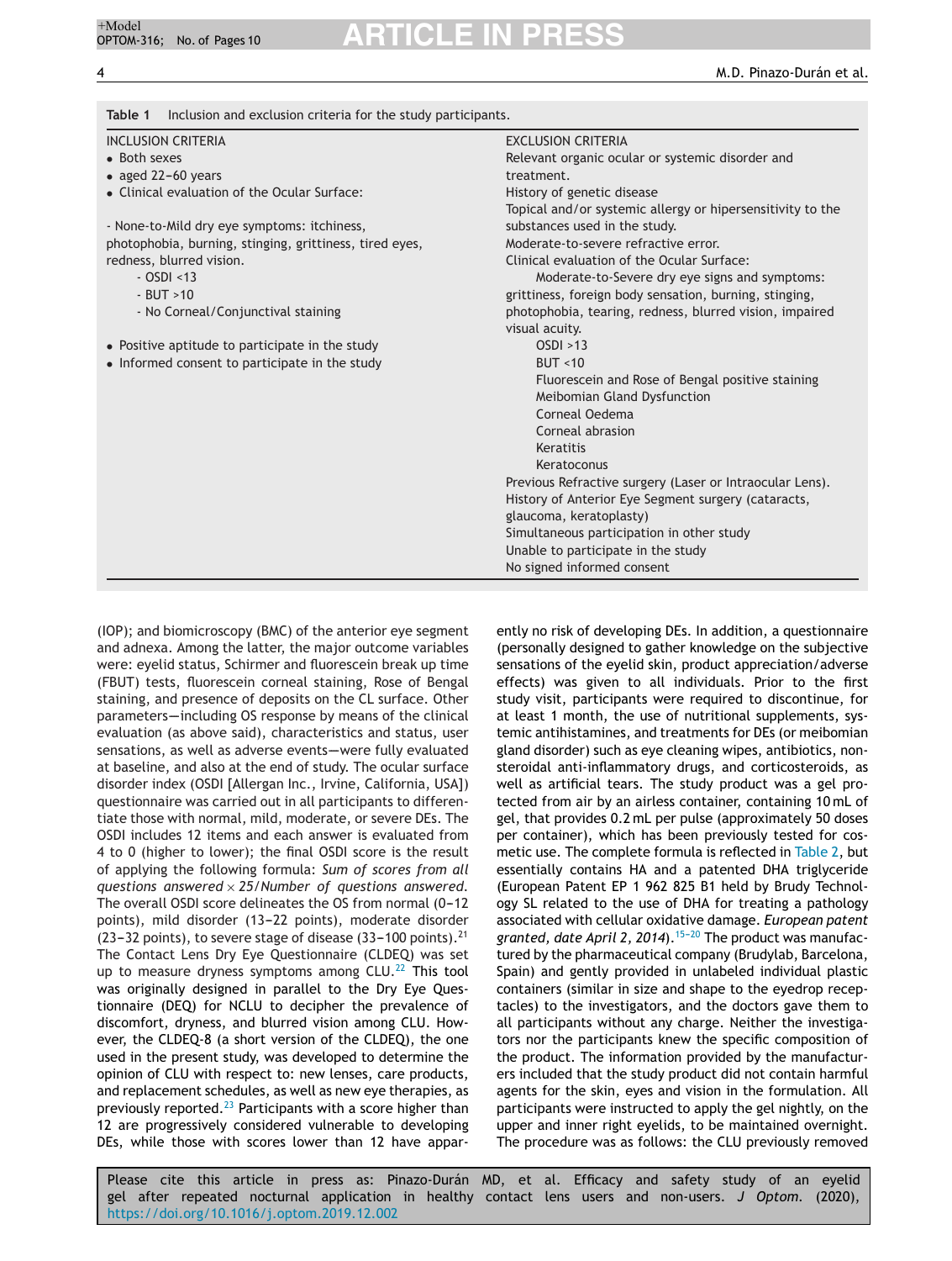**Table 1** Inclusion and exclusion criteria for the study participants.

| INCLUSION CRITERIA | EXCLUSION CRITERIA |
|---|---|
| • Both sexes<br>• aged 22–60 years<br>• Clinical evaluation of the Ocular Surface:<br><br>- None-to-Mild dry eye symptoms: itchiness, photophobia, burning, stinging, grittiness, tired eyes, redness, blurred vision.<br>- OSDI <13<br>- BUT >10<br>- No Corneal/Conjunctival staining<br><br>• Positive aptitude to participate in the study<br>• Informed consent to participate in the study | Relevant organic ocular or systemic disorder and treatment.<br>History of genetic disease<br>Topical and/or systemic allergy or hipersensitivity to the substances used in the study.<br>Moderate-to-severe refractive error.<br>Clinical evaluation of the Ocular Surface:<br>Moderate-to-Severe dry eye signs and symptoms: grittiness, foreign body sensation, burning, stinging, photophobia, tearing, redness, blurred vision, impaired visual acuity.<br>OSDI >13<br>BUT <10<br>Fluorescein and Rose of Bengal positive staining<br>Meibomian Gland Dysfunction<br>Corneal Oedema<br>Corneal abrasion<br>Keratitis<br>Keratoconus<br>Previous Refractive surgery (Laser or Intraocular Lens).<br>History of Anterior Eye Segment surgery (cataracts, glaucoma, keratoplasty)<br>Simultaneous participation in other study<br>Unable to participate in the study<br>No signed informed consent |

(IOP); and biomicroscopy (BMC) of the anterior eye segment and adnexa. Among the latter, the major outcome variables were: eyelid status, Schirmer and fluorescein break up time (FBUT) tests, fluorescein corneal staining, Rose of Bengal staining, and presence of deposits on the CL surface. Other parameters—including OS response by means of the clinical evaluation (as above said), characteristics and status, user sensations, as well as adverse events—were fully evaluated at baseline, and also at the end of study. The ocular surface disorder index (OSDI [Allergan Inc., Irvine, California, USA]) questionnaire was carried out in all participants to differentiate those with normal, mild, moderate, or severe DEs. The OSDI includes 12 items and each answer is evaluated from 4 to 0 (higher to lower); the final OSDI score is the result of applying the following formula: *Sum of scores from all questions answered* $\times$ *25/Number of questions answered.* The overall OSDI score delineates the OS from normal (0–12 points), mild disorder (13–22 points), moderate disorder (23–32 points), to severe stage of disease (33–100 points).[21] The Contact Lens Dry Eye Questionnaire (CLDEQ) was set up to measure dryness symptoms among CLU.[22] This tool was originally designed in parallel to the Dry Eye Questionnaire (DEQ) for NCLU to decipher the prevalence of discomfort, dryness, and blurred vision among CLU. However, the CLDEQ-8 (a short version of the CLDEQ), the one used in the present study, was developed to determine the opinion of CLU with respect to: new lenses, care products, and replacement schedules, as well as new eye therapies, as previously reported.[23] Participants with a score higher than 12 are progressively considered vulnerable to developing DEs, while those with scores lower than 12 have apparently no risk of developing DEs. In addition, a questionnaire (personally designed to gather knowledge on the subjective sensations of the eyelid skin, product appreciation/adverse effects) was given to all individuals. Prior to the first study visit, participants were required to discontinue, for at least 1 month, the use of nutritional supplements, systemic antihistamines, and treatments for DEs (or meibomian gland disorder) such as eye cleaning wipes, antibiotics, nonsteroidal anti-inflammatory drugs, and corticosteroids, as well as artificial tears. The study product was a gel protected from air by an airless container, containing 10 mL of gel, that provides 0.2 mL per pulse (approximately 50 doses per container), which has been previously tested for cosmetic use. The complete formula is reflected in Table 2, but essentially contains HA and a patented DHA triglyceride (European Patent EP 1 962 825 B1 held by Brudy Technology SL related to the use of DHA for treating a pathology associated with cellular oxidative damage. *European patent granted, date April 2, 2014*).[15–20] The product was manufactured by the pharmaceutical company (Brudylab, Barcelona, Spain) and gently provided in unlabeled individual plastic containers (similar in size and shape to the eyedrop receptacles) to the investigators, and the doctors gave them to all participants without any charge. Neither the investigators nor the participants knew the specific composition of the product. The information provided by the manufacturers included that the study product did not contain harmful agents for the skin, eyes and vision in the formulation. All participants were instructed to apply the gel nightly, on the upper and inner right eyelids, to be maintained overnight. The procedure was as follows: the CLU previously removed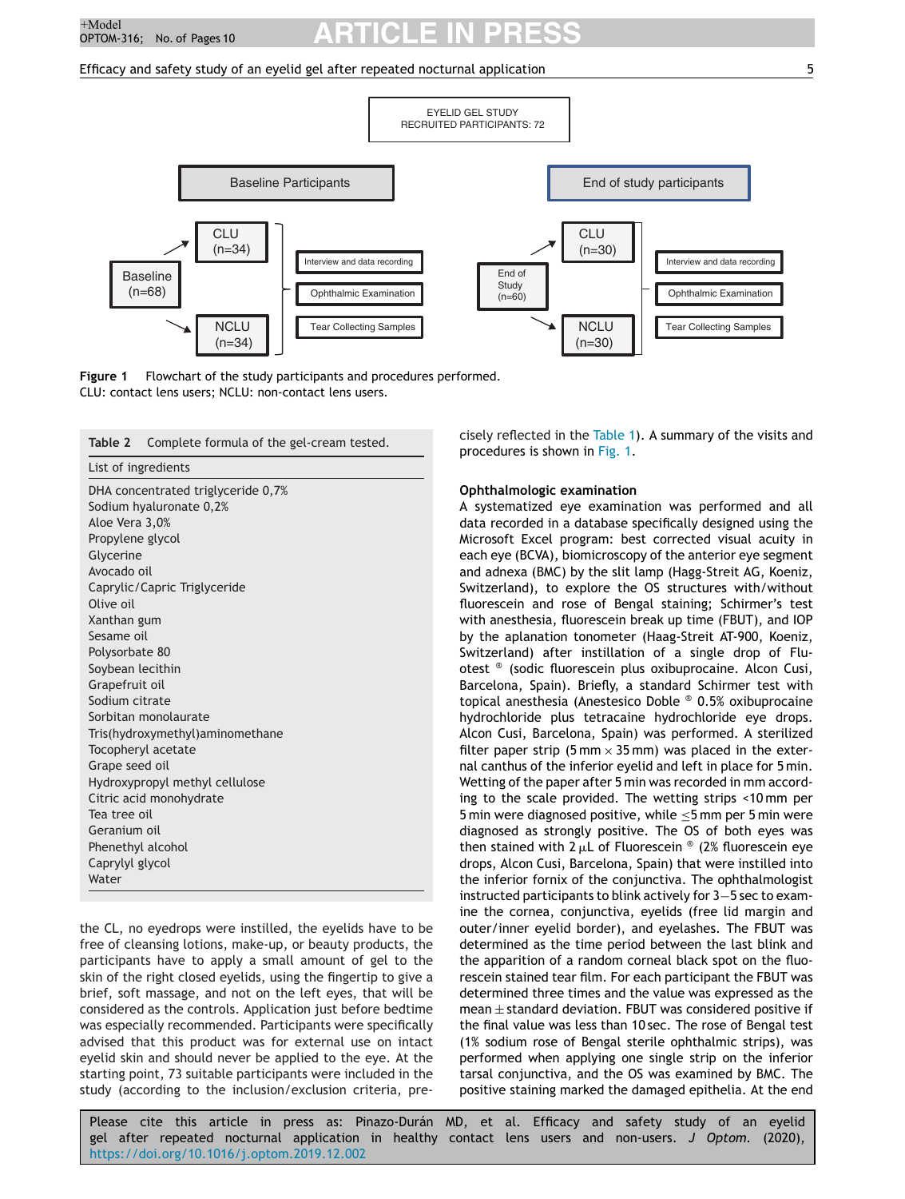EYELID GEL STUDY
RECRUITED PARTICIPANTS: 72

| Baseline Participants | | End of study participants | |
|---|---|---|---|
| Baseline (n=68) | CLU (n=34); NCLU (n=34) | End of Study (n=60) | CLU (n=30); NCLU (n=30) |
| Procedures | Interview and data recording; Ophthalmic Examination; Tear Collecting Samples | Procedures | Interview and data recording; Ophthalmic Examination; Tear Collecting Samples |

**Figure 1** Flowchart of the study participants and procedures performed.
CLU: contact lens users; NCLU: non-contact lens users.

**Table 2** Complete formula of the gel-cream tested.

| List of ingredients |
|---|
| DHA concentrated triglyceride 0,7% |
| Sodium hyaluronate 0,2% |
| Aloe Vera 3,0% |
| Propylene glycol |
| Glycerine |
| Avocado oil |
| Caprylic/Capric Triglyceride |
| Olive oil |
| Xanthan gum |
| Sesame oil |
| Polysorbate 80 |
| Soybean lecithin |
| Grapefruit oil |
| Sodium citrate |
| Sorbitan monolaurate |
| Tris(hydroxymethyl)aminomethane |
| Tocopheryl acetate |
| Grape seed oil |
| Hydroxypropyl methyl cellulose |
| Citric acid monohydrate |
| Tea tree oil |
| Geranium oil |
| Phenethyl alcohol |
| Caprylyl glycol |
| Water |

the CL, no eyedrops were instilled, the eyelids have to be free of cleansing lotions, make-up, or beauty products, the participants have to apply a small amount of gel to the skin of the right closed eyelids, using the fingertip to give a brief, soft massage, and not on the left eyes, that will be considered as the controls. Application just before bedtime was especially recommended. Participants were specifically advised that this product was for external use on intact eyelid skin and should never be applied to the eye. At the starting point, 73 suitable participants were included in the study (according to the inclusion/exclusion criteria, precisely reflected in the Table 1). A summary of the visits and procedures is shown in Fig. 1.

### Ophthalmologic examination

A systematized eye examination was performed and all data recorded in a database specifically designed using the Microsoft Excel program: best corrected visual acuity in each eye (BCVA), biomicroscopy of the anterior eye segment and adnexa (BMC) by the slit lamp (Hagg-Streit AG, Koeniz, Switzerland), to explore the OS structures with/without fluorescein and rose of Bengal staining; Schirmer's test with anesthesia, fluorescein break up time (FBUT), and IOP by the aplanation tonometer (Haag-Streit AT-900, Koeniz, Switzerland) after instillation of a single drop of Fluotest ® (sodic fluorescein plus oxibuprocaine. Alcon Cusi, Barcelona, Spain). Briefly, a standard Schirmer test with topical anesthesia (Anestesico Doble ® 0.5% oxibuprocaine hydrochloride plus tetracaine hydrochloride eye drops. Alcon Cusi, Barcelona, Spain) was performed. A sterilized filter paper strip (5 mm × 35 mm) was placed in the external canthus of the inferior eyelid and left in place for 5 min. Wetting of the paper after 5 min was recorded in mm according to the scale provided. The wetting strips <10 mm per 5 min were diagnosed positive, while ≤5 mm per 5 min were diagnosed as strongly positive. The OS of both eyes was then stained with 2 μL of Fluorescein ® (2% fluorescein eye drops, Alcon Cusi, Barcelona, Spain) that were instilled into the inferior fornix of the conjunctiva. The ophthalmologist instructed participants to blink actively for 3–5 sec to examine the cornea, conjunctiva, eyelids (free lid margin and outer/inner eyelid border), and eyelashes. The FBUT was determined as the time period between the last blink and the apparition of a random corneal black spot on the fluorescein stained tear film. For each participant the FBUT was determined three times and the value was expressed as mean ± standard deviation. FBUT was considered positive if the final value was less than 10 sec. The rose of Bengal test (1% sodium rose of Bengal sterile ophthalmic strips), was performed when applying one single strip on the inferior tarsal conjunctiva, and the OS was examined by BMC. The positive staining marked the damaged epithelia. At the end

Please cite this article in press as: Pinazo-Durán MD, et al. Efficacy and safety study of an eyelid gel after repeated nocturnal application in healthy contact lens users and non-users. *J Optom.* (2020), https://doi.org/10.1016/j.optom.2019.12.002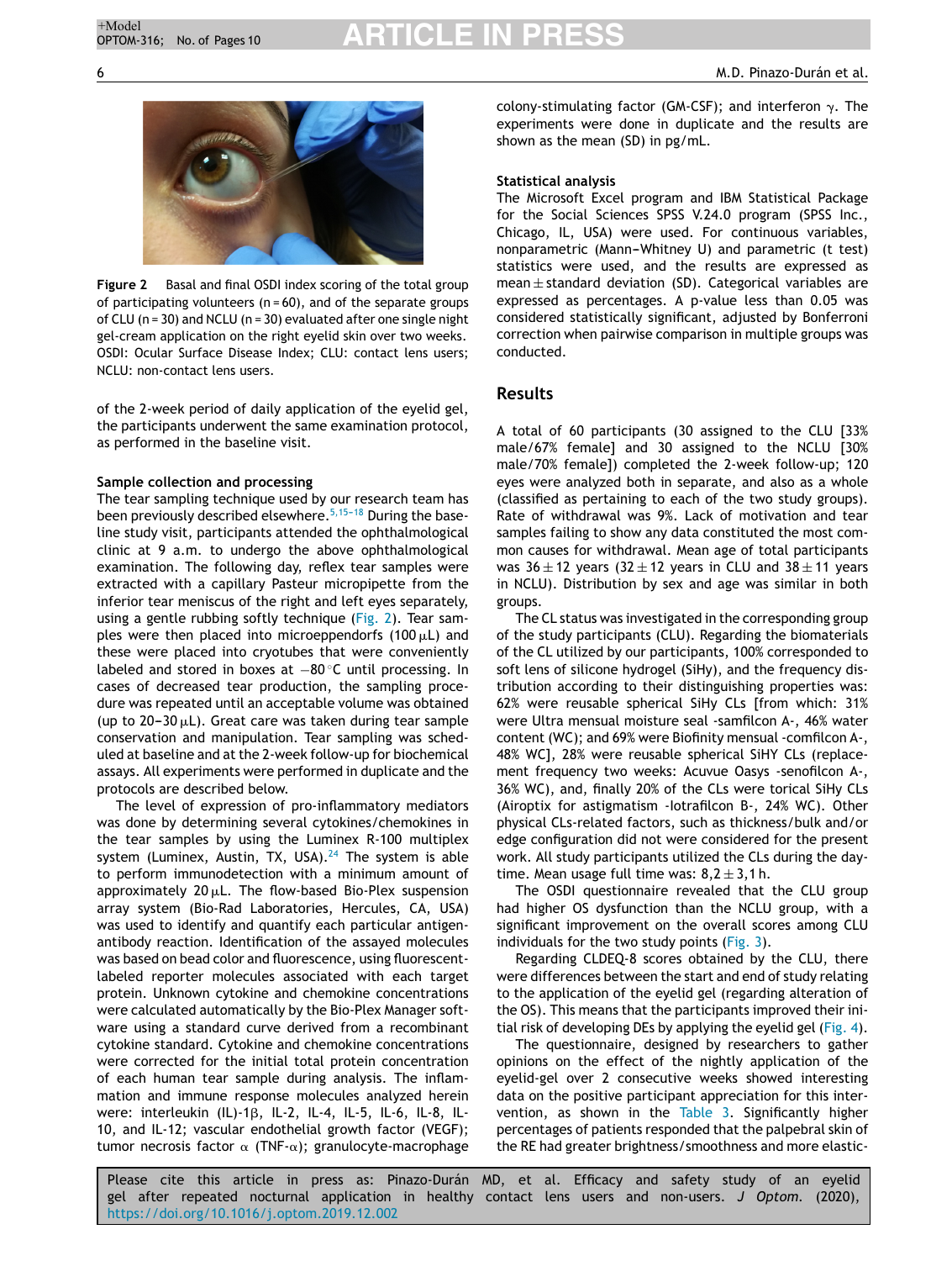Figure 2 Basal and final OSDI index scoring of the total group of participating volunteers (n = 60), and of the separate groups of CLU (n = 30) and NCLU (n = 30) evaluated after one single night gel-cream application on the right eyelid skin over two weeks. OSDI: Ocular Surface Disease Index; CLU: contact lens users; NCLU: non-contact lens users.

of the 2-week period of daily application of the eyelid gel, the participants underwent the same examination protocol, as performed in the baseline visit.

### Sample collection and processing

The tear sampling technique used by our research team has been previously described elsewhere.[5,15–18] During the baseline study visit, participants attended the ophthalmological clinic at 9 a.m. to undergo the above ophthalmological examination. The following day, reflex tear samples were extracted with a capillary Pasteur micropipette from the inferior tear meniscus of the right and left eyes separately, using a gentle rubbing softly technique (Fig. 2). Tear samples were then placed into microeppendorfs (100 μL) and these were placed into cryotubes that were conveniently labeled and stored in boxes at −80 °C until processing. In cases of decreased tear production, the sampling procedure was repeated until an acceptable volume was obtained (up to 20–30 μL). Great care was taken during tear sample conservation and manipulation. Tear sampling was scheduled at baseline and at the 2-week follow-up for biochemical assays. All experiments were performed in duplicate and the protocols are described below.

The level of expression of pro-inflammatory mediators was done by determining several cytokines/chemokines in the tear samples by using the Luminex R-100 multiplex system (Luminex, Austin, TX, USA).[24] The system is able to perform immunodetection with a minimum amount of approximately 20 μL. The flow-based Bio-Plex suspension array system (Bio-Rad Laboratories, Hercules, CA, USA) was used to identify and quantify each particular antigen-antibody reaction. Identification of the assayed molecules was based on bead color and fluorescence, using fluorescent-labeled reporter molecules associated with each target protein. Unknown cytokine and chemokine concentrations were calculated automatically by the Bio-Plex Manager software using a standard curve derived from a recombinant cytokine standard. Cytokine and chemokine concentrations were corrected for the initial total protein concentration of each human tear sample during analysis. The inflammation and immune response molecules analyzed herein were: interleukin (IL)-1β, IL-2, IL-4, IL-5, IL-6, IL-8, IL-10, and IL-12; vascular endothelial growth factor (VEGF); tumor necrosis factor α (TNF-α); granulocyte-macrophage colony-stimulating factor (GM-CSF); and interferon γ. The experiments were done in duplicate and the results are shown as the mean (SD) in pg/mL.

### Statistical analysis

The Microsoft Excel program and IBM Statistical Package for the Social Sciences SPSS V.24.0 program (SPSS Inc., Chicago, IL, USA) were used. For continuous variables, nonparametric (Mann–Whitney U) and parametric (t test) statistics were used, and the results are expressed as mean ± standard deviation (SD). Categorical variables are expressed as percentages. A p-value less than 0.05 was considered statistically significant, adjusted by Bonferroni correction when pairwise comparison in multiple groups was conducted.

## Results

A total of 60 participants (30 assigned to the CLU [33% male/67% female] and 30 assigned to the NCLU [30% male/70% female]) completed the 2-week follow-up; 120 eyes were analyzed both in separate, and also as a whole (classified as pertaining to each of the two study groups). Rate of withdrawal was 9%. Lack of motivation and tear samples failing to show any data constituted the most common causes for withdrawal. Mean age of total participants was 36 ± 12 years (32 ± 12 years in CLU and 38 ± 11 years in NCLU). Distribution by sex and age was similar in both groups.

The CL status was investigated in the corresponding group of the study participants (CLU). Regarding the biomaterials of the CL utilized by our participants, 100% corresponded to soft lens of silicone hydrogel (SiHy), and the frequency distribution according to their distinguishing properties was: 62% were reusable spherical SiHy CLs [from which: 31% were Ultra mensual moisture seal -samfilcon A-, 46% water content (WC); and 69% were Biofinity mensual -comfilcon A-, 48% WC], 28% were reusable spherical SiHY CLs (replacement frequency two weeks: Acuvue Oasys -senofilcon A-, 36% WC), and, finally 20% of the CLs were torical SiHy CLs (Airoptix for astigmatism -lotrafilcon B-, 24% WC). Other physical CLs-related factors, such as thickness/bulk and/or edge configuration did not were considered for the present work. All study participants utilized the CLs during the daytime. Mean usage full time was: 8,2 ± 3,1 h.

The OSDI questionnaire revealed that the CLU group had higher OS dysfunction than the NCLU group, with a significant improvement on the overall scores among CLU individuals for the two study points (Fig. 3).

Regarding CLDEQ-8 scores obtained by the CLU, there were differences between the start and end of study relating to the application of the eyelid gel (regarding alteration of the OS). This means that the participants improved their initial risk of developing DEs by applying the eyelid gel (Fig. 4).

The questionnaire, designed by researchers to gather opinions on the effect of the nightly application of the eyelid-gel over 2 consecutive weeks showed interesting data on the positive participant appreciation for this intervention, as shown in the Table 3. Significantly higher percentages of patients responded that the palpebral skin of the RE had greater brightness/smoothness and more elastic-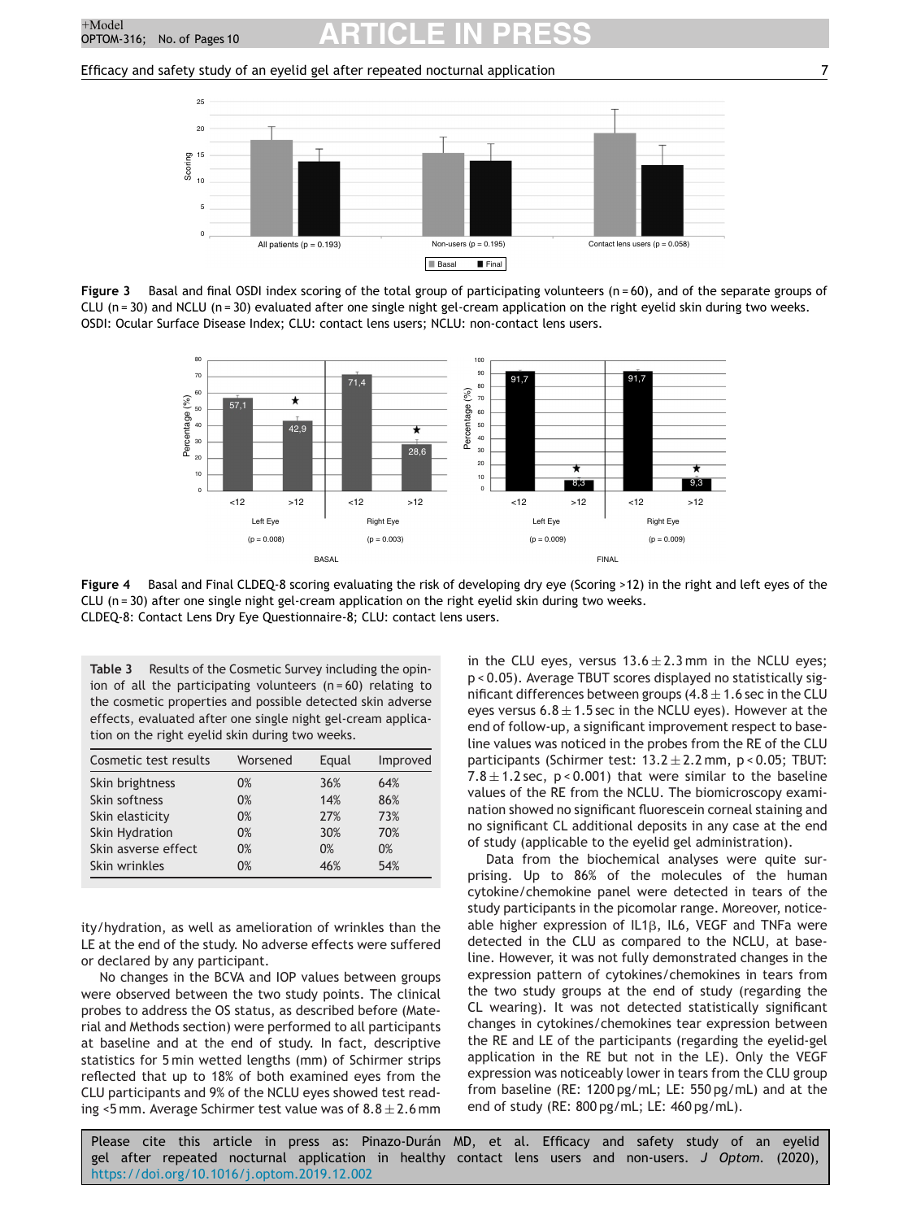Figure 3 Basal and final OSDI index scoring of the total group of participating volunteers (n = 60), and of the separate groups of CLU (n = 30) and NCLU (n = 30) evaluated after one single night gel-cream application on the right eyelid skin during two weeks. OSDI: Ocular Surface Disease Index; CLU: contact lens users; NCLU: non-contact lens users.

Figure 4 Basal and Final CLDEQ-8 scoring evaluating the risk of developing dry eye (Scoring >12) in the right and left eyes of the CLU (n = 30) after one single night gel-cream application on the right eyelid skin during two weeks.
CLDEQ-8: Contact Lens Dry Eye Questionnaire-8; CLU: contact lens users.

**Table 3** Results of the Cosmetic Survey including the opinion of all the participating volunteers (n = 60) relating to the cosmetic properties and possible detected skin adverse effects, evaluated after one single night gel-cream application on the right eyelid skin during two weeks.

| Cosmetic test results | Worsened | Equal | Improved |
|---|---|---|---|
| Skin brightness | 0% | 36% | 64% |
| Skin softness | 0% | 14% | 86% |
| Skin elasticity | 0% | 27% | 73% |
| Skin Hydration | 0% | 30% | 70% |
| Skin asverse effect | 0% | 0% | 0% |
| Skin wrinkles | 0% | 46% | 54% |

ity/hydration, as well as amelioration of wrinkles than the LE at the end of the study. No adverse effects were suffered or declared by any participant.

No changes in the BCVA and IOP values between groups were observed between the two study points. The clinical probes to address the OS status, as described before (Material and Methods section) were performed to all participants at baseline and at the end of study. In fact, descriptive statistics for 5 min wetted lengths (mm) of Schirmer strips reflected that up to 18% of both examined eyes from the CLU participants and 9% of the NCLU eyes showed test reading <5 mm. Average Schirmer test value was of $8.8 \pm 2.6$ mm in the CLU eyes, versus $13.6 \pm 2.3$ mm in the NCLU eyes; $p < 0.05$). Average TBUT scores displayed no statistically significant differences between groups ($4.8 \pm 1.6$ sec in the CLU eyes versus $6.8 \pm 1.5$ sec in the NCLU eyes). However at the end of follow-up, a significant improvement respect to baseline values was noticed in the probes from the RE of the CLU participants (Schirmer test: $13.2 \pm 2.2$ mm, $p < 0.05$; TBUT: $7.8 \pm 1.2$ sec, $p < 0.001$) that were similar to the baseline values of the RE from the NCLU. The biomicroscopy examination showed no significant fluorescein corneal staining and no significant CL additional deposits in any case at the end of study (applicable to the eyelid gel administration).

Data from the biochemical analyses were quite surprising. Up to 86% of the molecules of the human cytokine/chemokine panel were detected in tears of the study participants in the picomolar range. Moreover, noticeable higher expression of IL1β, IL6, VEGF and TNFa were detected in the CLU as compared to the NCLU, at baseline. However, it was not fully demonstrated changes in the expression pattern of cytokines/chemokines in tears from the two study groups at the end of study (regarding the CL wearing). It was not detected statistically significant changes in cytokines/chemokines tear expression between the RE and LE of the participants (regarding the eyelid-gel application in the RE but not in the LE). Only the VEGF expression was noticeably lower in tears from the CLU group from baseline (RE: 1200 pg/mL; LE: 550 pg/mL) and at the end of study (RE: 800 pg/mL; LE: 460 pg/mL).

Please cite this article in press as: Pinazo-Durán MD, et al. Efficacy and safety study of an eyelid gel after repeated nocturnal application in healthy contact lens users and non-users. *J Optom.* (2020), https://doi.org/10.1016/j.optom.2019.12.002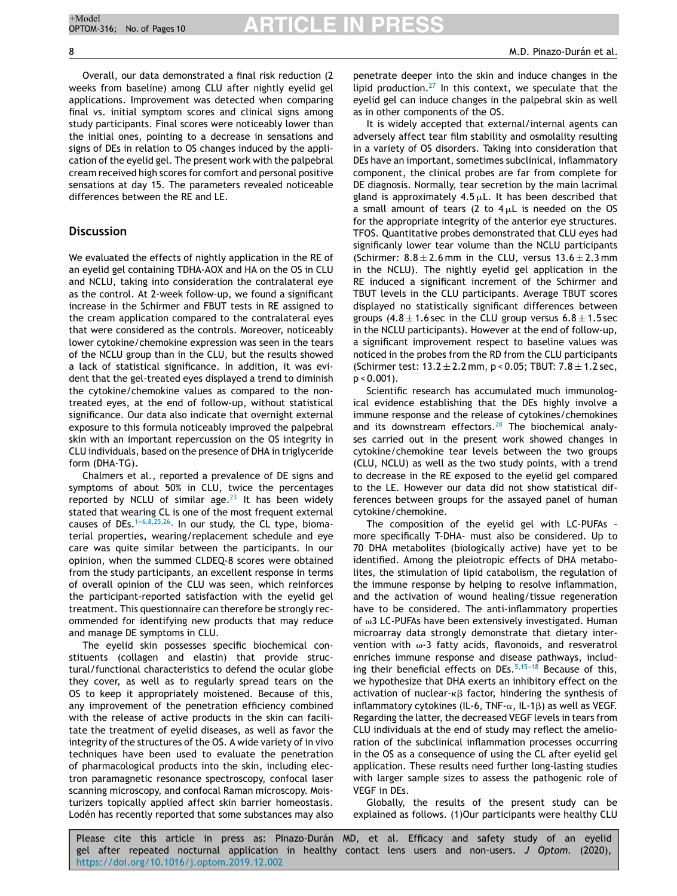Overall, our data demonstrated a final risk reduction (2 weeks from baseline) among CLU after nightly eyelid gel applications. Improvement was detected when comparing final vs. initial symptom scores and clinical signs among study participants. Final scores were noticeably lower than the initial ones, pointing to a decrease in sensations and signs of DEs in relation to OS changes induced by the application of the eyelid gel. The present work with the palpebral cream received high scores for comfort and personal positive sensations at day 15. The parameters revealed noticeable differences between the RE and LE.

## Discussion

We evaluated the effects of nightly application in the RE of an eyelid gel containing TDHA-AOX and HA on the OS in CLU and NCLU, taking into consideration the contralateral eye as the control. At 2-week follow-up, we found a significant increase in the Schirmer and FBUT tests in RE assigned to the cream application compared to the contralateral eyes that were considered as the controls. Moreover, noticeably lower cytokine/chemokine expression was seen in the tears of the NCLU group than in the CLU, but the results showed a lack of statistical significance. In addition, it was evident that the gel-treated eyes displayed a trend to diminish the cytokine/chemokine values as compared to the non-treated eyes, at the end of follow-up, without statistical significance. Our data also indicate that overnight external exposure to this formula noticeably improved the palpebral skin with an important repercussion on the OS integrity in CLU individuals, based on the presence of DHA in triglyceride form (DHA-TG).

Chalmers et al., reported a prevalence of DE signs and symptoms of about 50% in CLU, twice the percentages reported by NCLU of similar age.[23] It has been widely stated that wearing CL is one of the most frequent external causes of DEs.[1–6,8,25,26]. In our study, the CL type, biomaterial properties, wearing/replacement schedule and eye care was quite similar between the participants. In our opinion, when the summed CLDEQ-8 scores were obtained from the study participants, an excellent response in terms of overall opinion of the CLU was seen, which reinforces the participant-reported satisfaction with the eyelid gel treatment. This questionnaire can therefore be strongly recommended for identifying new products that may reduce and manage DE symptoms in CLU.

The eyelid skin possesses specific biochemical constituents (collagen and elastin) that provide structural/functional characteristics to defend the ocular globe they cover, as well as to regularly spread tears on the OS to keep it appropriately moistened. Because of this, any improvement of the penetration efficiency combined with the release of active products in the skin can facilitate the treatment of eyelid diseases, as well as favor the integrity of the structures of the OS. A wide variety of in vivo techniques have been used to evaluate the penetration of pharmacological products into the skin, including electron paramagnetic resonance spectroscopy, confocal laser scanning microscopy, and confocal Raman microscopy. Moisturizers topically applied affect skin barrier homeostasis. Lodén has recently reported that some substances may also penetrate deeper into the skin and induce changes in the lipid production.[27] In this context, we speculate that the eyelid gel can induce changes in the palpebral skin as well as in other components of the OS.

It is widely accepted that external/internal agents can adversely affect tear film stability and osmolality resulting in a variety of OS disorders. Taking into consideration that DEs have an important, sometimes subclinical, inflammatory component, the clinical probes are far from complete for DE diagnosis. Normally, tear secretion by the main lacrimal gland is approximately 4.5 μL. It has been described that a small amount of tears (2 to 4 μL is needed on the OS for the appropriate integrity of the anterior eye structures. TFOS. Quantitative probes demonstrated that CLU eyes had significantly lower tear volume than the NCLU participants (Schirmer: $8.8 \pm 2.6$ mm in the CLU, versus $13.6 \pm 2.3$ mm in the NCLU). The nightly eyelid gel application in the RE induced a significant increment of the Schirmer and TBUT levels in the CLU participants. Average TBUT scores displayed no statistically significant differences between groups ($4.8 \pm 1.6$ sec in the CLU group versus $6.8 \pm 1.5$ sec in the NCLU participants). However at the end of follow-up, a significant improvement respect to baseline values was noticed in the probes from the RD from the CLU participants (Schirmer test: $13.2 \pm 2.2$ mm, $p < 0.05$; TBUT: $7.8 \pm 1.2$ sec, $p < 0.001$).

Scientific research has accumulated much immunological evidence establishing that the DEs highly involve a immune response and the release of cytokines/chemokines and its downstream effectors.[28] The biochemical analyses carried out in the present work showed changes in cytokine/chemokine tear levels between the two groups (CLU, NCLU) as well as the two study points, with a trend to decrease in the RE exposed to the eyelid gel compared to the LE. However our data did not show statistical differences between groups for the assayed panel of human cytokine/chemokine.

The composition of the eyelid gel with LC-PUFAs - more specifically T-DHA- must also be considered. Up to 70 DHA metabolites (biologically active) have yet to be identified. Among the pleiotropic effects of DHA metabolites, the stimulation of lipid catabolism, the regulation of the immune response by helping to resolve inflammation, and the activation of wound healing/tissue regeneration have to be considered. The anti-inflammatory properties of ω3 LC-PUFAs have been extensively investigated. Human microarray data strongly demonstrate that dietary intervention with ω-3 fatty acids, flavonoids, and resveratrol enriches immune response and disease pathways, including their beneficial effects on DEs.[5,15–18] Because of this, we hypothesize that DHA exerts an inhibitory effect on the activation of nuclear-κβ factor, hindering the synthesis of inflammatory cytokines (IL-6, TNF-α, IL-1β) as well as VEGF. Regarding the latter, the decreased VEGF levels in tears from CLU individuals at the end of study may reflect the amelioration of the subclinical inflammation processes occurring in the OS as a consequence of using the CL after eyelid gel application. These results need further long-lasting studies with larger sample sizes to assess the pathogenic role of VEGF in DEs.

Globally, the results of the present study can be explained as follows. (1)Our participants were healthy CLU

Please cite this article in press as: Pinazo-Durán MD, et al. Efficacy and safety study of an eyelid gel after repeated nocturnal application in healthy contact lens users and non-users. *J Optom.* (2020), https://doi.org/10.1016/j.optom.2019.12.002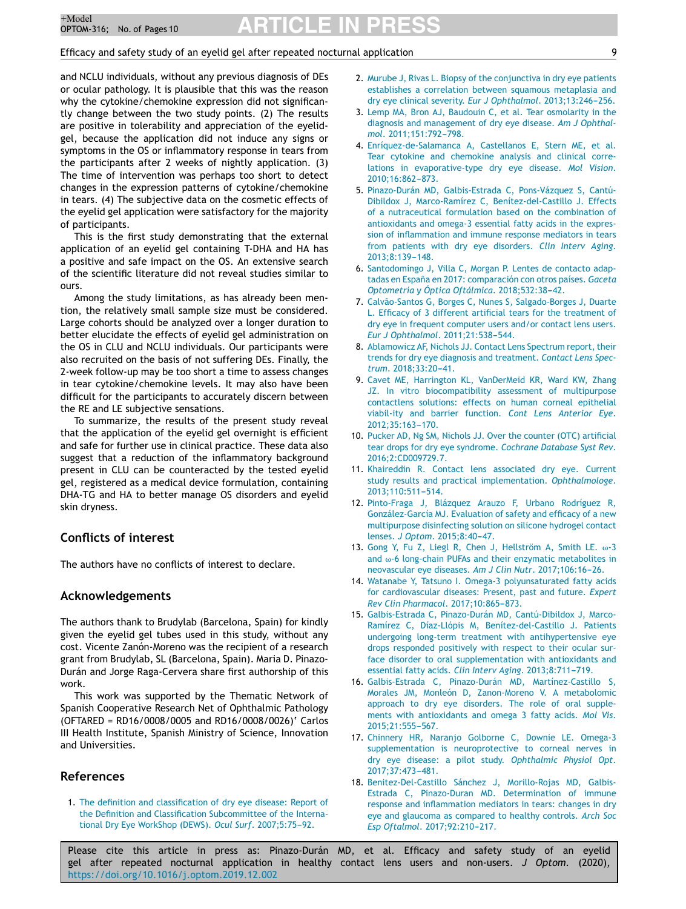and NCLU individuals, without any previous diagnosis of DEs or ocular pathology. It is plausible that this was the reason why the cytokine/chemokine expression did not significantly change between the two study points. (2) The results are positive in tolerability and appreciation of the eyelid-gel, because the application did not induce any signs or symptoms in the OS or inflammatory response in tears from the participants after 2 weeks of nightly application. (3) The time of intervention was perhaps too short to detect changes in the expression patterns of cytokine/chemokine in tears. (4) The subjective data on the cosmetic effects of the eyelid gel application were satisfactory for the majority of participants.

This is the first study demonstrating that the external application of an eyelid gel containing T-DHA and HA has a positive and safe impact on the OS. An extensive search of the scientific literature did not reveal studies similar to ours.

Among the study limitations, as has already been mention, the relatively small sample size must be considered. Large cohorts should be analyzed over a longer duration to better elucidate the effects of eyelid gel administration on the OS in CLU and NCLU individuals. Our participants were also recruited on the basis of not suffering DEs. Finally, the 2-week follow-up may be too short a time to assess changes in tear cytokine/chemokine levels. It may also have been difficult for the participants to accurately discern between the RE and LE subjective sensations.

To summarize, the results of the present study reveal that the application of the eyelid gel overnight is efficient and safe for further use in clinical practice. These data also suggest that a reduction of the inflammatory background present in CLU can be counteracted by the tested eyelid gel, registered as a medical device formulation, containing DHA-TG and HA to better manage OS disorders and eyelid skin dryness.

## Conflicts of interest

The authors have no conflicts of interest to declare.

## Acknowledgements

The authors thank to Brudylab (Barcelona, Spain) for kindly given the eyelid gel tubes used in this study, without any cost. Vicente Zanón-Moreno was the recipient of a research grant from Brudylab, SL (Barcelona, Spain). Maria D. Pinazo-Durán and Jorge Raga-Cervera share first authorship of this work.

This work was supported by the Thematic Network of Spanish Cooperative Research Net of Ophthalmic Pathology (OFTARED = RD16/0008/0005 and RD16/0008/0026)' Carlos III Health Institute, Spanish Ministry of Science, Innovation and Universities.

## References

1. The definition and classification of dry eye disease: Report of the Definition and Classification Subcommittee of the International Dry Eye WorkShop (DEWS). *Ocul Surf*. 2007;5:75–92.
2. Murube J, Rivas L. Biopsy of the conjunctiva in dry eye patients establishes a correlation between squamous metaplasia and dry eye clinical severity. *Eur J Ophthalmol*. 2013;13:246–256.
3. Lemp MA, Bron AJ, Baudouin C, et al. Tear osmolarity in the diagnosis and management of dry eye disease. *Am J Ophthalmol*. 2011;151:792–798.
4. Enriquez-de-Salamanca A, Castellanos E, Stern ME, et al. Tear cytokine and chemokine analysis and clinical correlations in evaporative-type dry eye disease. *Mol Vision*. 2010;16:862–873.
5. Pinazo-Durán MD, Galbis-Estrada C, Pons-Vázquez S, Cantú-Dibildox J, Marco-Ramírez C, Benítez-del-Castillo J. Effects of a nutraceutical formulation based on the combination of antioxidants and omega-3 essential fatty acids in the expression of inflammation and immune response mediators in tears from patients with dry eye disorders. *Clin Interv Aging*. 2013;8:139–148.
6. Santodomingo J, Villa C, Morgan P. Lentes de contacto adaptadas en España en 2017: comparación con otros países. *Gaceta Optometría y Óptica Oftálmica*. 2018;532:38–42.
7. Calvão-Santos G, Borges C, Nunes S, Salgado-Borges J, Duarte L. Efficacy of 3 different artificial tears for the treatment of dry eye in frequent computer users and/or contact lens users. *Eur J Ophthalmol*. 2011;21:538–544.
8. Ablamowicz AF, Nichols JJ. Contact Lens Spectrum report, their trends for dry eye diagnosis and treatment. *Contact Lens Spectrum*. 2018;33:20–41.
9. Cavet ME, Harrington KL, VanDerMeid KR, Ward KW, Zhang JZ. In vitro biocompatibility assessment of multipurpose contactlens solutions: effects on human corneal epithelial viabil-ity and barrier function. *Cont Lens Anterior Eye*. 2012;35:163–170.
10. Pucker AD, Ng SM, Nichols JJ. Over the counter (OTC) artificial tear drops for dry eye syndrome. *Cochrane Database Syst Rev*. 2016;2:CD009729.7.
11. Khaireddin R. Contact lens associated dry eye. Current study results and practical implementation. *Ophthalmologe*. 2013;110:511–514.
12. Pinto-Fraga J, Blázquez Arauzo F, Urbano Rodríguez R, González-García MJ. Evaluation of safety and efficacy of a new multipurpose disinfecting solution on silicone hydrogel contact lenses. *J Optom*. 2015;8:40–47.
13. Gong Y, Fu Z, Liegl R, Chen J, Hellström A, Smith LE. ω-3 and ω-6 long-chain PUFAs and their enzymatic metabolites in neovascular eye diseases. *Am J Clin Nutr*. 2017;106:16–26.
14. Watanabe Y, Tatsuno I. Omega-3 polyunsaturated fatty acids for cardiovascular diseases: Present, past and future. *Expert Rev Clin Pharmacol*. 2017;10:865–873.
15. Galbis-Estrada C, Pinazo-Durán MD, Cantú-Dibildox J, Marco-Ramírez C, Díaz-Llópis M, Benítez-del-Castillo J. Patients undergoing long-term treatment with antihypertensive eye drops responded positively with respect to their ocular surface disorder to oral supplementation with antioxidants and essential fatty acids. *Clin Interv Aging*. 2013;8:711–719.
16. Galbis-Estrada C, Pinazo-Durán MD, Martínez-Castillo S, Morales JM, Monleón D, Zanon-Moreno V. A metabolomic approach to dry eye disorders. The role of oral supplements with antioxidants and omega 3 fatty acids. *Mol Vis*. 2015;21:555–567.
17. Chinnery HR, Naranjo Golborne C, Downie LE. Omega-3 supplementation is neuroprotective to corneal nerves in dry eye disease: a pilot study. *Ophthalmic Physiol Opt*. 2017;37:473–481.
18. Benitez-Del-Castillo Sánchez J, Morillo-Rojas MD, Galbis-Estrada C, Pinazo-Duran MD. Determination of immune response and inflammation mediators in tears: changes in dry eye and glaucoma as compared to healthy controls. *Arch Soc Esp Oftalmol*. 2017;92:210–217.

Please cite this article in press as: Pinazo-Durán MD, et al. Efficacy and safety study of an eyelid gel after repeated nocturnal application in healthy contact lens users and non-users. *J Optom*. (2020), https://doi.org/10.1016/j.optom.2019.12.002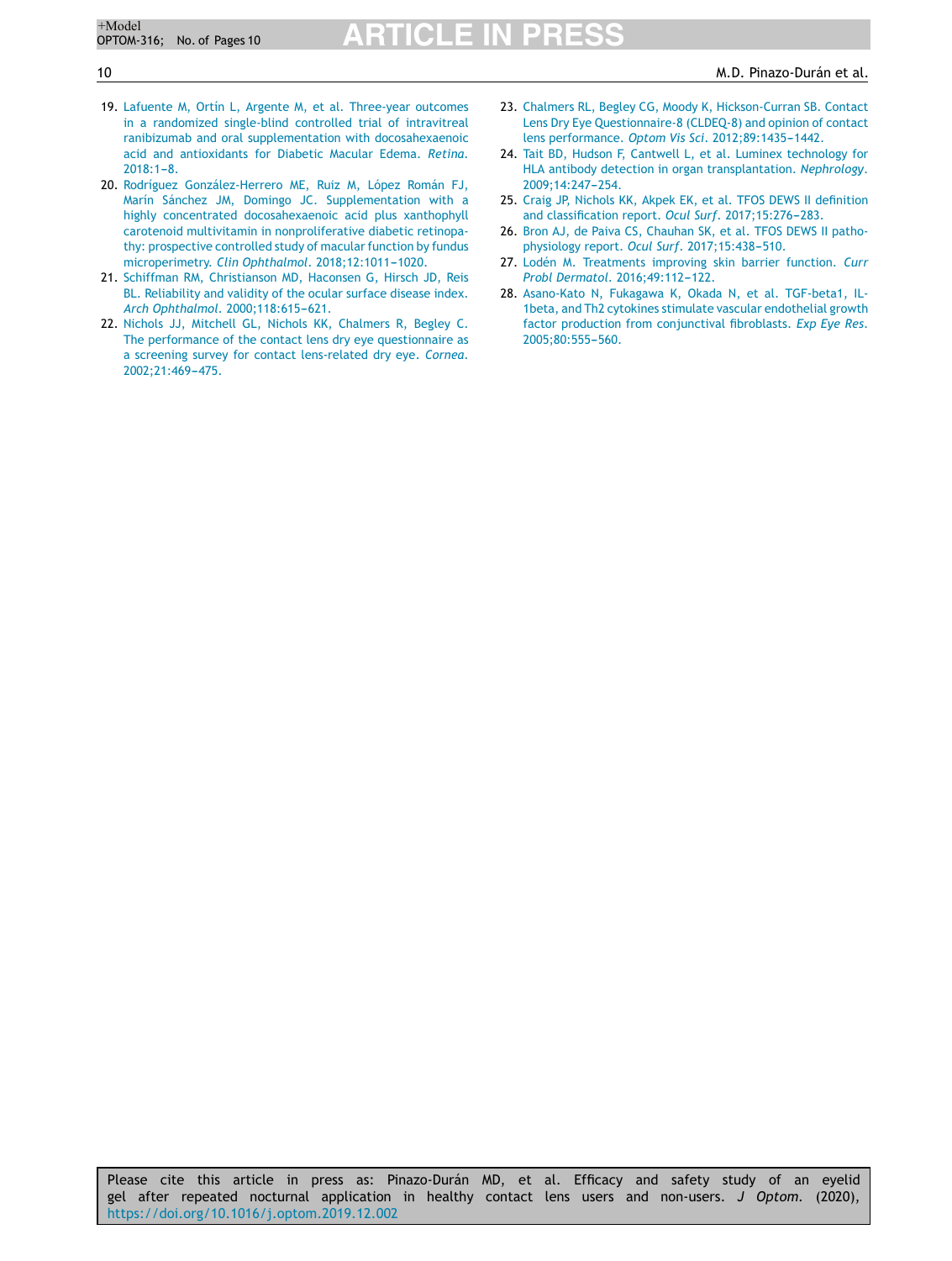19. Lafuente M, Ortín L, Argente M, et al. Three-year outcomes in a randomized single-blind controlled trial of intravitreal ranibizumab and oral supplementation with docosahexaenoic acid and antioxidants for Diabetic Macular Edema. *Retina*. 2018:1–8.
20. Rodríguez González-Herrero ME, Ruiz M, López Román FJ, Marín Sánchez JM, Domingo JC. Supplementation with a highly concentrated docosahexaenoic acid plus xanthophyll carotenoid multivitamin in nonproliferative diabetic retinopathy: prospective controlled study of macular function by fundus microperimetry. *Clin Ophthalmol*. 2018;12:1011–1020.
21. Schiffman RM, Christianson MD, Haconsen G, Hirsch JD, Reis BL. Reliability and validity of the ocular surface disease index. *Arch Ophthalmol*. 2000;118:615–621.
22. Nichols JJ, Mitchell GL, Nichols KK, Chalmers R, Begley C. The performance of the contact lens dry eye questionnaire as a screening survey for contact lens-related dry eye. *Cornea*. 2002;21:469–475.
23. Chalmers RL, Begley CG, Moody K, Hickson-Curran SB. Contact Lens Dry Eye Questionnaire-8 (CLDEQ-8) and opinion of contact lens performance. *Optom Vis Sci*. 2012;89:1435–1442.
24. Tait BD, Hudson F, Cantwell L, et al. Luminex technology for HLA antibody detection in organ transplantation. *Nephrology*. 2009;14:247–254.
25. Craig JP, Nichols KK, Akpek EK, et al. TFOS DEWS II definition and classification report. *Ocul Surf*. 2017;15:276–283.
26. Bron AJ, de Paiva CS, Chauhan SK, et al. TFOS DEWS II pathophysiology report. *Ocul Surf*. 2017;15:438–510.
27. Lodén M. Treatments improving skin barrier function. *Curr Probl Dermatol*. 2016;49:112–122.
28. Asano-Kato N, Fukagawa K, Okada N, et al. TGF-beta1, IL-1beta, and Th2 cytokines stimulate vascular endothelial growth factor production from conjunctival fibroblasts. *Exp Eye Res*. 2005;80:555–560.

Please cite this article in press as: Pinazo-Durán MD, et al. Efficacy and safety study of an eyelid gel after repeated nocturnal application in healthy contact lens users and non-users. *J Optom*. (2020), https://doi.org/10.1016/j.optom.2019.12.002